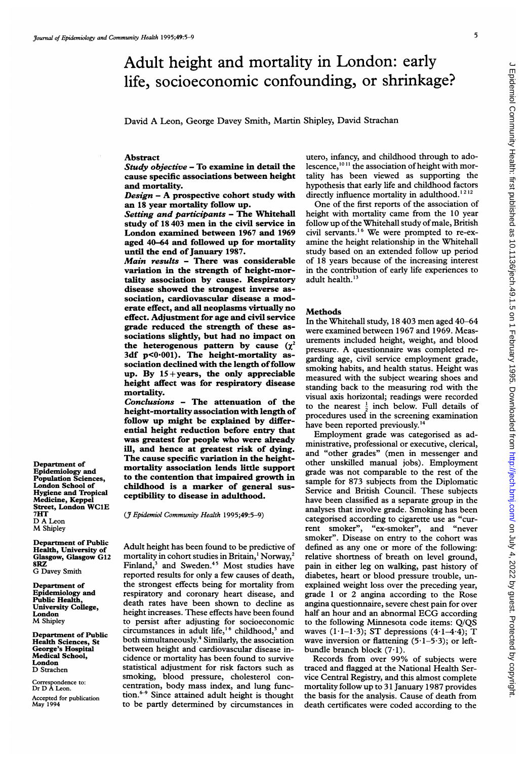# Adult height and mortality in London: early life, socioeconomic confounding, or shrinkage?

David A Leon, George Davey Smith, Martin Shipley, David Strachan

## Abstract

***Study objective*** – **To examine in detail the cause specific associations between height and mortality.**

***Design*** – **A prospective cohort study with an 18 year mortality follow up.**

***Setting and participants*** – **The Whitehall study of 18 403 men in the civil service in London examined between 1967 and 1969 aged 40–64 and followed up for mortality until the end of January 1987.**

***Main results*** – **There was considerable variation in the strength of height-mortality association by cause. Respiratory disease showed the strongest inverse association, cardiovascular disease a moderate effect, and all neoplasms virtually no effect. Adjustment for age and civil service grade reduced the strength of these associations slightly, but had no impact on the heterogenous pattern by cause ($\chi^2$ 3df $p<0.001$). The height-mortality association declined with the length of follow up. By 15+years, the only appreciable height affect was for respiratory disease mortality.**

***Conclusions*** – **The attenuation of the height-mortality association with length of follow up might be explained by differential height reduction before entry that was greatest for people who were already ill, and hence at greatest risk of dying. The cause specific variation in the height-mortality association lends little support to the contention that impaired growth in childhood is a marker of general susceptibility to disease in adulthood.**

(*J Epidemiol Community Health* 1995;**49**:5–9)

Department of Epidemiology and Population Sciences, London School of Hygiene and Tropical Medicine, Keppel Street, London WC1E 7HT
D A Leon
M Shipley

Department of Public Health, University of Glasgow, Glasgow G12 8RZ
G Davey Smith

Department of Epidemiology and Public Health, University College, London
M Shipley

Department of Public Health Sciences, St George's Hospital Medical School, London
D Strachan

Correspondence to: Dr D A Leon.

Accepted for publication May 1994

Adult height has been found to be predictive of mortality in cohort studies in Britain,[1] Norway,[2] Finland,[3] and Sweden.[4,5] Most studies have reported results for only a few causes of death, the strongest effects being for mortality from respiratory and coronary heart disease, and death rates have been shown to decline as height increases. These effects have been found to persist after adjusting for socioeconomic circumstances in adult life,[1,6] childhood,[3] and both simultaneously.[4] Similarly, the association between height and cardiovascular disease incidence or mortality has been found to survive statistical adjustment for risk factors such as smoking, blood pressure, cholesterol concentration, body mass index, and lung function.[6–9] Since attained adult height is thought to be partly determined by circumstances in utero, infancy, and childhood through to adolescence,[10,11] the association of height with mortality has been viewed as supporting the hypothesis that early life and childhood factors directly influence mortality in adulthood.[12,12]

One of the first reports of the association of height with mortality came from the 10 year follow up of the Whitehall study of male, British civil servants.[1,6] We were prompted to re-examine the height relationship in the Whitehall study based on an extended follow up period of 18 years because of the increasing interest in the contribution of early life experiences to adult health.[13]

## Methods

In the Whitehall study, 18 403 men aged 40–64 were examined between 1967 and 1969. Measurements included height, weight, and blood pressure. A questionnaire was completed regarding age, civil service employment grade, smoking habits, and health status. Height was measured with the subject wearing shoes and standing back to the measuring rod with the visual axis horizontal; readings were recorded to the nearest ½ inch below. Full details of procedures used in the screening examination have been reported previously.[14]

Employment grade was categorised as administrative, professional or executive, clerical, and "other grades" (men in messenger and other unskilled manual jobs). Employment grade was not comparable to the rest of the sample for 873 subjects from the Diplomatic Service and British Council. These subjects have been classified as a separate group in the analyses that involve grade. Smoking has been categorised according to cigarette use as "current smoker", "ex-smoker", and "never smoker". Disease on entry to the cohort was defined as any one or more of the following: relative shortness of breath on level ground, pain in either leg on walking, past history of diabetes, heart or blood pressure trouble, unexplained weight loss over the preceding year, grade 1 or 2 angina according to the Rose angina questionnaire, severe chest pain for over half an hour and an abnormal ECG according to the following Minnesota code items: Q/QS waves (1·1–1·3); ST depressions (4·1–4·4); T wave inversion or flattening (5·1–5·3); or left-bundle branch block (7·1).

Records from over 99% of subjects were traced and flagged at the National Health Service Central Registry, and this almost complete mortality follow up to 31 January 1987 provides the basis for the analysis. Cause of death from death certificates were coded according to the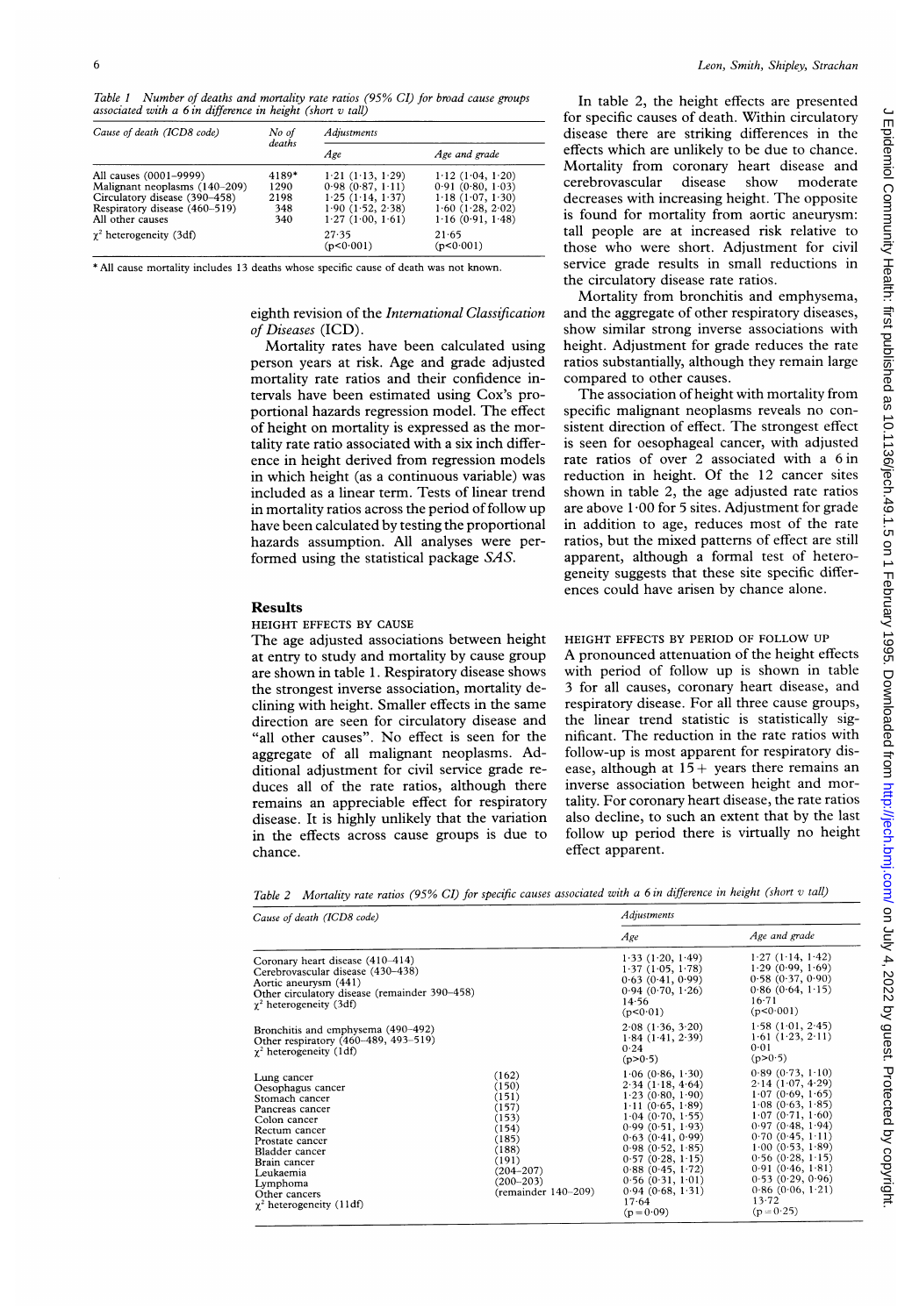Table 1 Number of deaths and mortality rate ratios (95% CI) for broad cause groups associated with a 6 in difference in height (short v tall)

| Cause of death (ICD8 code) | No of deaths | Adjustments | |
|---|---|---|---|
| | | Age | Age and grade |
| All causes (0001–9999) | 4189* | 1·21 (1·13, 1·29) | 1·12 (1·04, 1·20) |
| Malignant neoplasms (140–209) | 1290 | 0·98 (0·87, 1·11) | 0·91 (0·80, 1·03) |
| Circulatory disease (390–458) | 2198 | 1·25 (1·14, 1·37) | 1·18 (1·07, 1·30) |
| Respiratory disease (460–519) | 348 | 1·90 (1·52, 2·38) | 1·60 (1·28, 2·02) |
| All other causes | 340 | 1·27 (1·00, 1·61) | 1·16 (0·91, 1·48) |
| $\chi^2$ heterogeneity (3df) | | 27·35 (p<0·001) | 21·65 (p<0·001) |

\* All cause mortality includes 13 deaths whose specific cause of death was not known.

eighth revision of the *International Classification of Diseases* (ICD).

Mortality rates have been calculated using person years at risk. Age and grade adjusted mortality rate ratios and their confidence intervals have been estimated using Cox's proportional hazards regression model. The effect of height on mortality is expressed as the mortality rate ratio associated with a six inch difference in height derived from regression models in which height (as a continuous variable) was included as a linear term. Tests of linear trend in mortality ratios across the period of follow up have been calculated by testing the proportional hazards assumption. All analyses were performed using the statistical package *SAS*.

## Results

### HEIGHT EFFECTS BY CAUSE

The age adjusted associations between height at entry to study and mortality by cause group are shown in table 1. Respiratory disease shows the strongest inverse association, mortality declining with height. Smaller effects in the same direction are seen for circulatory disease and "all other causes". No effect is seen for the aggregate of all malignant neoplasms. Additional adjustment for civil service grade reduces all of the rate ratios, although there remains an appreciable effect for respiratory disease. It is highly unlikely that the variation in the effects across cause groups is due to chance.

In table 2, the height effects are presented for specific causes of death. Within circulatory disease there are striking differences in the effects which are unlikely to be due to chance. Mortality from coronary heart disease and cerebrovascular disease show moderate decreases with increasing height. The opposite is found for mortality from aortic aneurysm: tall people are at increased risk relative to those who were short. Adjustment for civil service grade results in small reductions in the circulatory disease rate ratios.

Mortality from bronchitis and emphysema, and the aggregate of other respiratory diseases, show similar strong inverse associations with height. Adjustment for grade reduces the rate ratios substantially, although they remain large compared to other causes.

The association of height with mortality from specific malignant neoplasms reveals no consistent direction of effect. The strongest effect is seen for oesophageal cancer, with adjusted rate ratios of over 2 associated with a 6 in reduction in height. Of the 12 cancer sites shown in table 2, the age adjusted rate ratios are above 1·00 for 5 sites. Adjustment for grade in addition to age, reduces most of the rate ratios, but the mixed patterns of effect are still apparent, although a formal test of heterogeneity suggests that these site specific differences could have arisen by chance alone.

### HEIGHT EFFECTS BY PERIOD OF FOLLOW UP

A pronounced attenuation of the height effects with period of follow up is shown in table 3 for all causes, coronary heart disease, and respiratory disease. For all three cause groups, the linear trend statistic is statistically significant. The reduction in the rate ratios with follow-up is most apparent for respiratory disease, although at 15+ years there remains an inverse association between height and mortality. For coronary heart disease, the rate ratios also decline, to such an extent that by the last follow up period there is virtually no height effect apparent.

Table 2 Mortality rate ratios (95% CI) for specific causes associated with a 6 in difference in height (short v tall)

| Cause of death (ICD8 code) | | Adjustments | |
|---|---|---|---|
| | | Age | Age and grade |
| Coronary heart disease (410–414) | | 1·33 (1·20, 1·49) | 1·27 (1·14, 1·42) |
| Cerebrovascular disease (430–438) | | 1·37 (1·05, 1·78) | 1·29 (0·99, 1·69) |
| Aortic aneurysm (441) | | 0·63 (0·41, 0·99) | 0·58 (0·37, 0·90) |
| Other circulatory disease (remainder 390–458) | | 0·94 (0·70, 1·26) | 0·86 (0·64, 1·15) |
| $\chi^2$ heterogeneity (3df) | | 14·56 (p<0·01) | 16·71 (p<0·001) |
| Bronchitis and emphysema (490–492) | | 2·08 (1·36, 3·20) | 1·58 (1·01, 2·45) |
| Other respiratory (460–489, 493–519) | | 1·84 (1·41, 2·39) | 1·61 (1·23, 2·11) |
| $\chi^2$ heterogeneity (1df) | | 0·24 (p>0·5) | 0·01 (p>0·5) |
| Lung cancer | (162) | 1·06 (0·86, 1·30) | 0·89 (0·73, 1·10) |
| Oesophagus cancer | (150) | 2·34 (1·18, 4·64) | 2·14 (1·07, 4·29) |
| Stomach cancer | (151) | 1·23 (0·80, 1·90) | 1·07 (0·69, 1·65) |
| Pancreas cancer | (157) | 1·11 (0·65, 1·89) | 1·08 (0·63, 1·85) |
| Colon cancer | (153) | 1·04 (0·70, 1·55) | 1·07 (0·71, 1·60) |
| Rectum cancer | (154) | 0·99 (0·51, 1·93) | 0·97 (0·48, 1·94) |
| Prostate cancer | (185) | 0·63 (0·41, 0·99) | 0·70 (0·45, 1·11) |
| Bladder cancer | (188) | 0·98 (0·52, 1·85) | 1·00 (0·53, 1·89) |
| Brain cancer | (191) | 0·57 (0·28, 1·15) | 0·56 (0·28, 1·15) |
| Leukaemia | (204–207) | 0·88 (0·45, 1·72) | 0·91 (0·46, 1·81) |
| Lymphoma | (200–203) | 0·56 (0·31, 1·01) | 0·53 (0·29, 0·96) |
| Other cancers | (remainder 140–209) | 0·94 (0·68, 1·31) | 0·86 (0·06, 1·21) |
| $\chi^2$ heterogeneity (11df) | | 17·64 (p = 0·09) | 13·72 (p = 0·25) |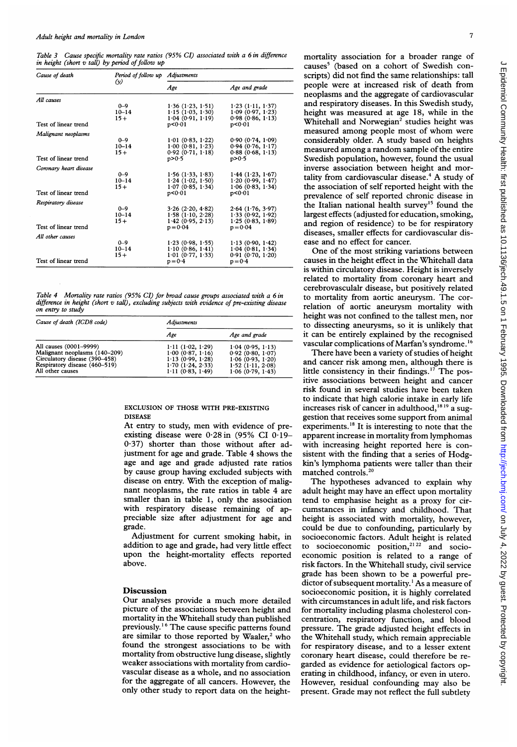*Table 3 Cause specific mortality rate ratios (95% CI) associated with a 6 in difference in height (short v tall) by period of follow up*

| Cause of death | Period of follow up (y) | Adjustments | |
|---|---|---|---|
| | | Age | Age and grade |
| *All causes* | | | |
| | 0–9 | 1·36 (1·23, 1·51) | 1·23 (1·11, 1·37) |
| | 10–14 | 1·15 (1·03, 1·30) | 1·09 (0·97, 1·23) |
| | 15+ | 1·04 (0·91, 1·19) | 0·98 (0·86, 1·13) |
| Test of linear trend | | p<0·01 | p<0·01 |
| *Malignant neoplasms* | | | |
| | 0–9 | 1·01 (0·83, 1·22) | 0·90 (0·74, 1·09) |
| | 10–14 | 1·00 (0·81, 1·23) | 0·94 (0·76, 1·17) |
| | 15+ | 0·92 (0·71, 1·18) | 0·88 (0·68, 1·13) |
| Test of linear trend | | p>0·5 | p>0·5 |
| *Coronary heart disease* | | | |
| | 0–9 | 1·56 (1·33, 1·83) | 1·44 (1·23, 1·67) |
| | 10–14 | 1·24 (1·02, 1·50) | 1·20 (0·99, 1·47) |
| | 15+ | 1·07 (0·85, 1·34) | 1·06 (0·83, 1·34) |
| Test of linear trend | | p<0·01 | p<0·01 |
| *Respiratory disease* | | | |
| | 0–9 | 3·26 (2·20, 4·82) | 2·64 (1·76, 3·97) |
| | 10–14 | 1·58 (1·10, 2·28) | 1·33 (0·92, 1·92) |
| | 15+ | 1·42 (0·95, 2·13) | 1·25 (0·83, 1·89) |
| Test of linear trend | | p=0·04 | p=0·04 |
| *All other causes* | | | |
| | 0–9 | 1·23 (0·98, 1·55) | 1·13 (0·90, 1·42) |
| | 10–14 | 1·10 (0·86, 1·41) | 1·04 (0·81, 1·34) |
| | 15+ | 1·01 (0·77, 1·33) | 0·91 (0·70, 1·20) |
| Test of linear trend | | p=0·4 | p=0·4 |

*Table 4 Mortality rate ratios (95% CI) for broad cause groups associated with a 6 in difference in height (short v tall), excluding subjects with evidence of pre-existing disease on entry to study*

| Cause of death (ICD8 code) | Adjustments | |
|---|---|---|
| | Age | Age and grade |
| All causes (0001–9999) | 1·11 (1·02, 1·29) | 1·04 (0·95, 1·13) |
| Malignant neoplasms (140–209) | 1·00 (0·87, 1·16) | 0·92 (0·80, 1·07) |
| Circulatory disease (390–458) | 1·13 (0·99, 1·28) | 1·06 (0·93, 1·20) |
| Respiratory disease (460–519) | 1·70 (1·24, 2·33) | 1·52 (1·11, 2·08) |
| All other causes | 1·11 (0·83, 1·49) | 1·06 (0·79, 1·43) |

#### EXCLUSION OF THOSE WITH PRE-EXISTING DISEASE

At entry to study, men with evidence of pre-existing disease were 0·28 in (95% CI 0·19–0·37) shorter than those without after adjustment for age and grade. Table 4 shows the age and age and grade adjusted rate ratios by cause group having excluded subjects with disease on entry. With the exception of malignant neoplasms, the rate ratios in table 4 are smaller than in table 1, only the association with respiratory disease remaining of appreciable size after adjustment for age and grade.

Adjustment for current smoking habit, in addition to age and grade, had very little effect upon the height-mortality effects reported above.

## Discussion

Our analyses provide a much more detailed picture of the associations between height and mortality in the Whitehall study than published previously.[1,6] The cause specific patterns found are similar to those reported by Waaler,[2] who found the strongest associations to be with mortality from obstructive lung disease, slightly weaker associations with mortality from cardiovascular disease as a whole, and no association for the aggregate of all cancers. However, the only other study to report data on the height-mortality association for a broader range of causes[5] (based on a cohort of Swedish conscripts) did not find the same relationships: tall people were at increased risk of death from neoplasms and the aggregate of cardiovascular and respiratory diseases. In this Swedish study, height was measured at age 18, while in the Whitehall and Norwegian[2] studies height was measured among people most of whom were considerably older. A study based on heights measured among a random sample of the entire Swedish population, however, found the usual inverse association between height and mortality from cardiovascular disease.[4] A study of the association of self reported height with the prevalence of self reported chronic disease in the Italian national health survey[15] found the largest effects (adjusted for education, smoking, and region of residence) to be for respiratory diseases, smaller effects for cardiovascular disease and no effect for cancer.

One of the most striking variations between causes in the height effect in the Whitehall data is within circulatory disease. Height is inversely related to mortality from coronary heart and cerebrovasculalr disease, but positively related to mortality from aortic aneurysm. The correlation of aortic aneurysm mortality with height was not confined to the tallest men, nor to dissecting aneurysms, so it is unlikely that it can be entirely explained by the recognised vascular complications of Marfan's syndrome.[16]

There have been a variety of studies of height and cancer risk among men, although there is little consistency in their findings.[17] The positive associations between height and cancer risk found in several studies have been taken to indicate that high calorie intake in early life increases risk of cancer in adulthood,[18,19] a suggestion that receives some support from animal experiments.[18] It is interesting to note that the apparent increase in mortality from lymphomas with increasing height reported here is consistent with the finding that a series of Hodgkin's lymphoma patients were taller than their matched controls.[20]

The hypotheses advanced to explain why adult height may have an effect upon mortality tend to emphasise height as a proxy for circumstances in infancy and childhood. That height is associated with mortality, however, could be due to confounding, particularly by socioeconomic factors. Adult height is related to socioeconomic position,[21,22] and socioeconomic position is related to a range of risk factors. In the Whitehall study, civil service grade has been shown to be a powerful predictor of subsequent mortality.[1] As a measure of socioeconomic position, it is highly correlated with circumstances in adult life, and risk factors for mortality including plasma cholesterol concentration, respiratory function, and blood pressure. The grade adjusted height effects in the Whitehall study, which remain appreciable for respiratory disease, and to a lesser extent coronary heart disease, could therefore be regarded as evidence for aetiological factors operating in childhood, infancy, or even in utero. However, residual confounding may also be present. Grade may not reflect the full subtlety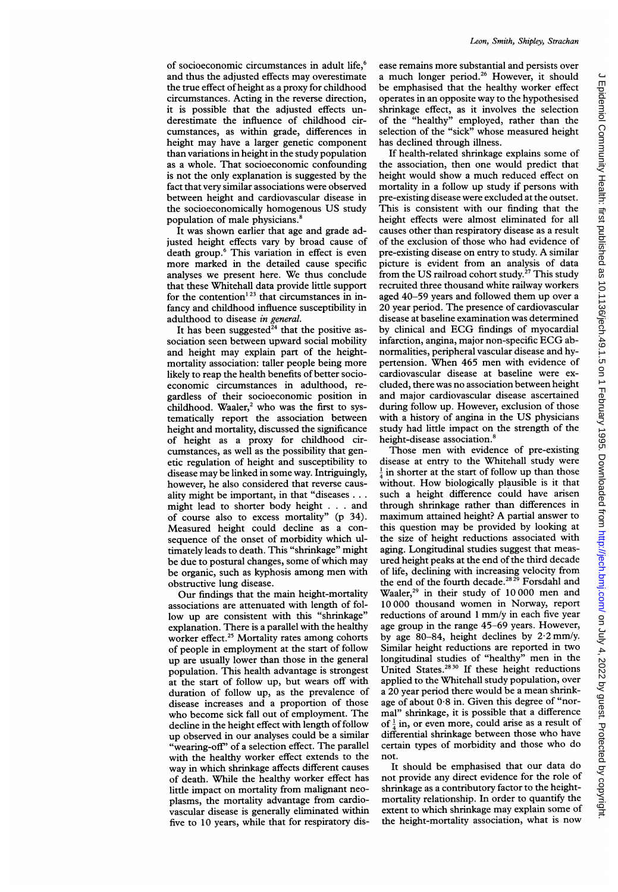of socioeconomic circumstances in adult life,[6] and thus the adjusted effects may overestimate the true effect of height as a proxy for childhood circumstances. Acting in the reverse direction, it is possible that the adjusted effects underestimate the influence of childhood circumstances, as within grade, differences in height may have a larger genetic component than variations in height in the study population as a whole. That socioeconomic confounding is not the only explanation is suggested by the fact that very similar associations were observed between height and cardiovascular disease in the socioeconomically homogenous US study population of male physicians.[8]

It was shown earlier that age and grade adjusted height effects vary by broad cause of death group.[6] This variation in effect is even more marked in the detailed cause specific analyses we present here. We thus conclude that these Whitehall data provide little support for the contention[1 23] that circumstances in infancy and childhood influence susceptibility in adulthood to disease *in general*.

It has been suggested[24] that the positive association seen between upward social mobility and height may explain part of the height-mortality association: taller people being more likely to reap the health benefits of better socioeconomic circumstances in adulthood, regardless of their socioeconomic position in childhood. Waaler,[2] who was the first to systematically report the association between height and mortality, discussed the significance of height as a proxy for childhood circumstances, as well as the possibility that genetic regulation of height and susceptibility to disease may be linked in some way. Intriguingly, however, he also considered that reverse causality might be important, in that "diseases . . . might lead to shorter body height . . . and of course also to excess mortality" (p 34). Measured height could decline as a consequence of the onset of morbidity which ultimately leads to death. This "shrinkage" might be due to postural changes, some of which may be organic, such as kyphosis among men with obstructive lung disease.

Our findings that the main height-mortality associations are attenuated with length of follow up are consistent with this "shrinkage" explanation. There is a parallel with the healthy worker effect.[25] Mortality rates among cohorts of people in employment at the start of follow up are usually lower than those in the general population. This health advantage is strongest at the start of follow up, but wears off with duration of follow up, as the prevalence of disease increases and a proportion of those who become sick fall out of employment. The decline in the height effect with length of follow up observed in our analyses could be a similar "wearing-off" of a selection effect. The parallel with the healthy worker effect extends to the way in which shrinkage affects different causes of death. While the healthy worker effect has little impact on mortality from malignant neoplasms, the mortality advantage from cardiovascular disease is generally eliminated within five to 10 years, while that for respiratory disease remains more substantial and persists over a much longer period.[26] However, it should be emphasised that the healthy worker effect operates in an opposite way to the hypothesised shrinkage effect, as it involves the selection of the "healthy" employed, rather than the selection of the "sick" whose measured height has declined through illness.

If health-related shrinkage explains some of the association, then one would predict that height would show a much reduced effect on mortality in a follow up study if persons with pre-existing disease were excluded at the outset. This is consistent with our finding that the height effects were almost eliminated for all causes other than respiratory disease as a result of the exclusion of those who had evidence of pre-existing disease on entry to study. A similar picture is evident from an analysis of data from the US railroad cohort study.[27] This study recruited three thousand white railway workers aged 40–59 years and followed them up over a 20 year period. The presence of cardiovascular disease at baseline examination was determined by clinical and ECG findings of myocardial infarction, angina, major non-specific ECG abnormalities, peripheral vascular disease and hypertension. When 465 men with evidence of cardiovascular disease at baseline were excluded, there was no association between height and major cardiovascular disease ascertained during follow up. However, exclusion of those with a history of angina in the US physicians study had little impact on the strength of the height-disease association.[8]

Those men with evidence of pre-existing disease at entry to the Whitehall study were $\frac{1}{4}$ in shorter at the start of follow up than those without. How biologically plausible is it that such a height difference could have arisen through shrinkage rather than differences in maximum attained height? A partial answer to this question may be provided by looking at the size of height reductions associated with aging. Longitudinal studies suggest that measured height peaks at the end of the third decade of life, declining with increasing velocity from the end of the fourth decade.[28 29] Forsdahl and Waaler,[29] in their study of 10 000 men and 10 000 thousand women in Norway, report reductions of around 1 mm/y in each five year age group in the range 45–69 years. However, by age 80–84, height declines by 2·2 mm/y. Similar height reductions are reported in two longitudinal studies of "healthy" men in the United States.[28 30] If these height reductions applied to the Whitehall study population, over a 20 year period there would be a mean shrinkage of about 0·8 in. Given this degree of "normal" shrinkage, it is possible that a difference of $\frac{1}{4}$ in, or even more, could arise as a result of differential shrinkage between those who have certain types of morbidity and those who do not.

It should be emphasised that our data do not provide any direct evidence for the role of shrinkage as a contributory factor to the height-mortality relationship. In order to quantify the extent to which shrinkage may explain some of the height-mortality association, what is now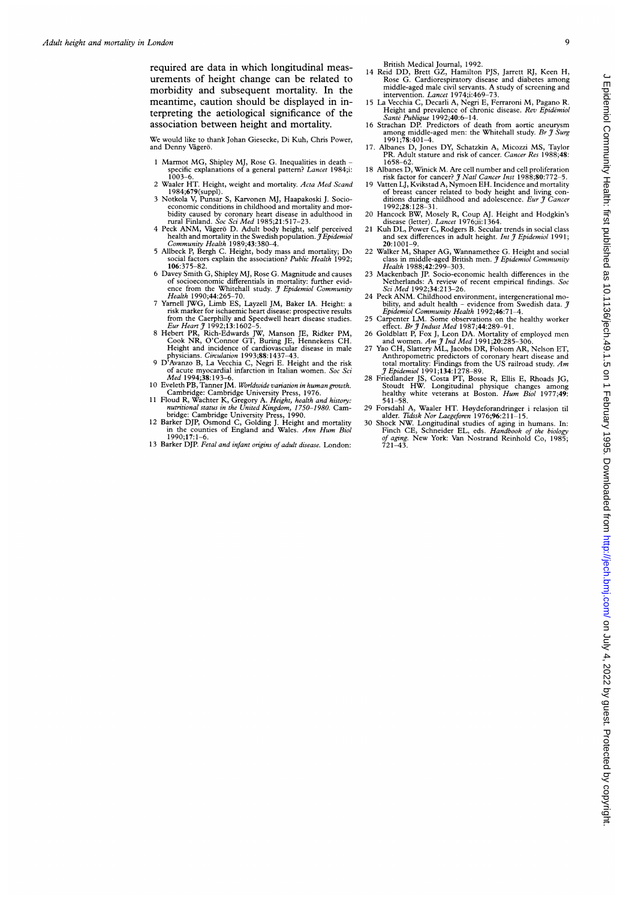required are data in which longitudinal measurements of height change can be related to morbidity and subsequent mortality. In the meantime, caution should be displayed in interpreting the aetiological significance of the association between height and mortality.

We would like to thank Johan Giesecke, Di Kuh, Chris Power, and Denny Vågerö.

1 Marmot MG, Shipley MJ, Rose G. Inequalities in death – specific explanations of a general pattern? *Lancet* 1984;i: 1003–6.
2 Waaler HT. Height, weight and mortality. *Acta Med Scand* 1984;**679**(suppl).
3 Notkola V, Punsar S, Karvonen MJ, Haapakoski J. Socio-economic conditions in childhood and mortality and morbidity caused by coronary heart disease in adulthood in rural Finland. *Soc Sci Med* 1985;**21**:517–23.
4 Peck ANM, Vågerö D. Adult body height, self perceived health and mortality in the Swedish population. *J Epidemiol Community Health* 1989;**43**:380–4.
5 Allbeck P, Bergh C. Height, body mass and mortality; Do social factors explain the association? *Public Health* 1992; **106**:375–82.
6 Davey Smith G, Shipley MJ, Rose G. Magnitude and causes of socioeconomic differentials in mortality: further evidence from the Whitehall study. *J Epidemiol Community Health* 1990;**44**:265–70.
7 Yarnell JWG, Limb ES, Layzell JM, Baker IA. Height: a risk marker for ischaemic heart disease: prospective results from the Caerphilly and Speedwell heart disease studies. *Eur Heart J* 1992;**13**:1602–5.
8 Hebert PR, Rich-Edwards JW, Manson JE, Ridker PM, Cook NR, O'Connor GT, Buring JE, Hennekens CH. Height and incidence of cardiovascular disease in male physicians. *Circulation* 1993;**88**:1437–43.
9 D'Avanzo B, La Vecchia C, Negri E. Height and the risk of acute myocardial infarction in Italian women. *Soc Sci Med* 1994;**38**:193–6.
10 Eveleth PB, Tanner JM. *Worldwide variation in human growth.* Cambridge: Cambridge University Press, 1976.
11 Floud R, Wachter K, Gregory A. *Height, health and history: nutritional status in the United Kingdom, 1750–1980.* Cambridge: Cambridge University Press, 1990.
12 Barker DJP, Osmond C, Golding J. Height and mortality in the counties of England and Wales. *Ann Hum Biol* 1990;**17**:1–6.
13 Barker DJP. *Fetal and infant origins of adult disease.* London: British Medical Journal, 1992.
14 Reid DD, Brett GZ, Hamilton PJS, Jarrett RJ, Keen H, Rose G. Cardiorespiratory disease and diabetes among middle-aged male civil servants. A study of screening and intervention. *Lancet* 1974;i:469–73.
15 La Vecchia C, Decarli A, Negri E, Ferraroni M, Pagano R. Height and prevalence of chronic disease. *Rev Epidémiol Santé Publique* 1992;**40**:6–14.
16 Strachan DP. Predictors of death from aortic aneurysm among middle-aged men: the Whitehall study. *Br J Surg* 1991;**78**:401–4.
17. Albanes D, Jones DY, Schatzkin A, Micozzi MS, Taylor PR. Adult stature and risk of cancer. *Cancer Res* 1988;**48**: 1658–62.
18 Albanes D, Winick M. Are cell number and cell proliferation risk factor for cancer? *J Natl Cancer Inst* 1988;**80**:772–5.
19 Vatten LJ, Kvikstad A, Nymoen EH. Incidence and mortality of breast cancer related to body height and living conditions during childhood and adolescence. *Eur J Cancer* 1992;**28**:128–31.
20 Hancock BW, Mosely R, Coup AJ. Height and Hodgkin's disease (letter). *Lancet* 1976;ii:1364.
21 Kuh DL, Power C, Rodgers B. Secular trends in social class and sex differences in adult height. *Int J Epidemiol* 1991; **20**:1001–9.
22 Walker M, Shaper AG, Wannamethee G. Height and social class in middle-aged British men. *J Epidemiol Community Health* 1988;**42**:299–303.
23 Mackenbach JP. Socio-economic health differences in the Netherlands: A review of recent empirical findings. *Soc Sci Med* 1992;**34**:213–26.
24 Peck ANM. Childhood environment, intergenerational mobility, and adult health – evidence from Swedish data. *J Epidemiol Community Health* 1992;**46**:71–4.
25 Carpenter LM. Some observations on the healthy worker effect. *Br J Indust Med* 1987;**44**:289–91.
26 Goldblatt P, Fox J, Leon DA. Mortality of employed men and women. *Am J Ind Med* 1991;**20**:285–306.
27 Yao CH, Slattery ML, Jacobs DR, Folsom AR, Nelson ET, Anthropometric predictors of coronary heart disease and total mortality: Findings from the US railroad study. *Am J Epidemiol* 1991;**134**:1278–89.
28 Friedlander JS, Costa PT, Bosse R, Ellis E, Rhoads JG, Stoudt HW. Longitudinal physique changes among healthy white veterans at Boston. *Hum Biol* 1977;**49**: 541–58.
29 Forsdahl A, Waaler HT. Høydeforandringer i relasjon til alder. *Tidssk Nor Laegeforen* 1976;**96**:211–15.
30 Shock NW. Longitudinal studies of aging in humans. In: Finch CE, Schneider EL, eds. *Handbook of the biology of aging.* New York: Van Nostrand Reinhold Co, 1985; 721–43.